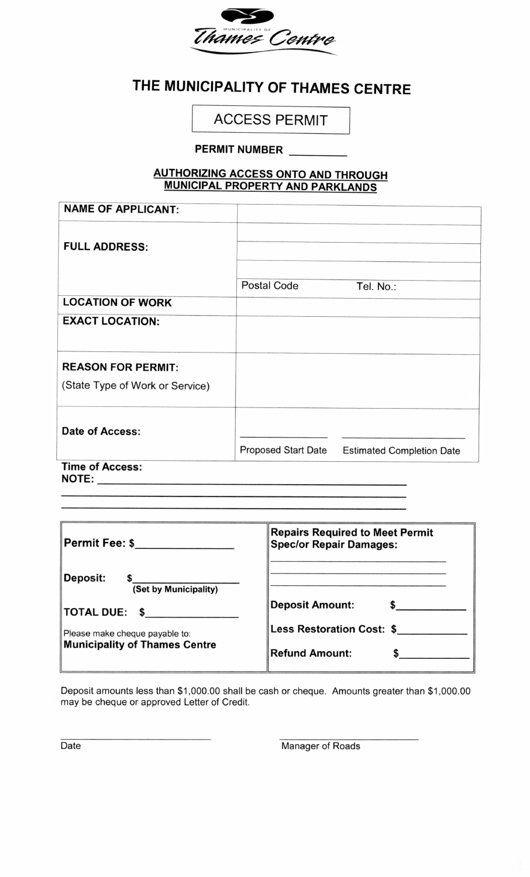Municipality of Thames Centre

# THE MUNICIPALITY OF THAMES CENTRE

## ACCESS PERMIT

**PERMIT NUMBER** __________

**AUTHORIZING ACCESS ONTO AND THROUGH MUNICIPAL PROPERTY AND PARKLANDS**

| | |
|---|---|
| **NAME OF APPLICANT:** | |
| **FULL ADDRESS:** | |
| | |
| | |
| | Postal Code Tel. No.: |
| **LOCATION OF WORK** | |
| **EXACT LOCATION:** | |
| **REASON FOR PERMIT:** (State Type of Work or Service) | |
| **Date of Access:** | __________ Proposed Start Date __________ Estimated Completion Date |

**Time of Access:**
**NOTE:** ____________________________________________
____________________________________________
____________________________________________

| | |
|---|---|
| **Permit Fee: $**__________ | **Repairs Required to Meet Permit Spec/or Repair Damages:** ____________ ____________ ____________ |
| **Deposit: $**__________ **(Set by Municipality)** | **Deposit Amount: $**__________ |
| **TOTAL DUE: $**__________ | **Less Restoration Cost: $**__________ |
| Please make cheque payable to: **Municipality of Thames Centre** | **Refund Amount: $**__________ |

Deposit amounts less than $1,000.00 shall be cash or cheque. Amounts greater than $1,000.00 may be cheque or approved Letter of Credit.

__________________ Date

__________________ Manager of Roads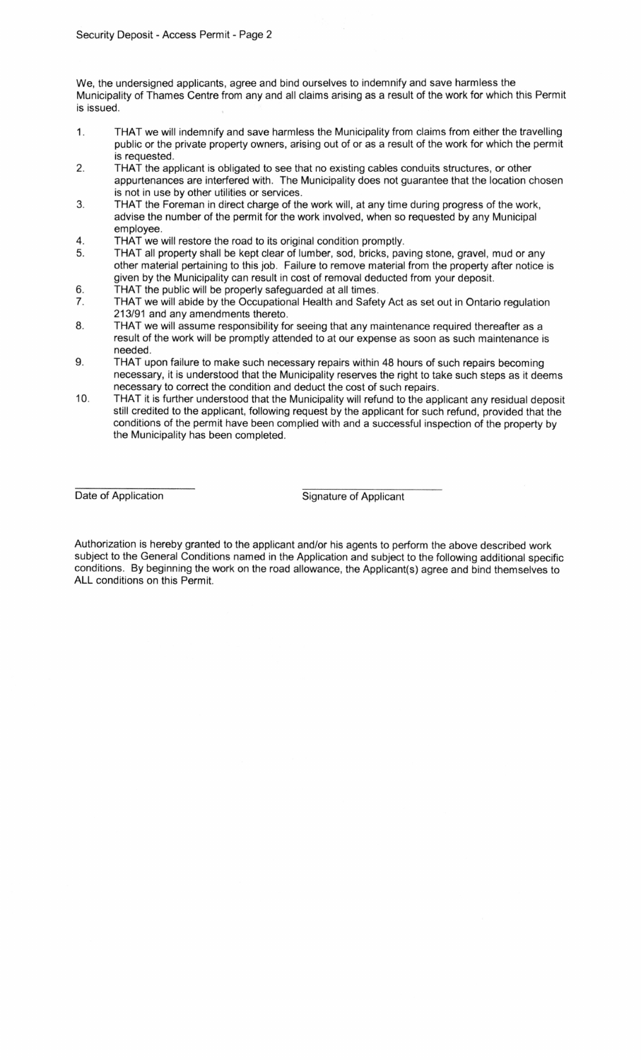We, the undersigned applicants, agree and bind ourselves to indemnify and save harmless the Municipality of Thames Centre from any and all claims arising as a result of the work for which this Permit is issued.

1. THAT we will indemnify and save harmless the Municipality from claims from either the travelling public or the private property owners, arising out of or as a result of the work for which the permit is requested.
2. THAT the applicant is obligated to see that no existing cables conduits structures, or other appurtenances are interfered with. The Municipality does not guarantee that the location chosen is not in use by other utilities or services.
3. THAT the Foreman in direct charge of the work will, at any time during progress of the work, advise the number of the permit for the work involved, when so requested by any Municipal employee.
4. THAT we will restore the road to its original condition promptly.
5. THAT all property shall be kept clear of lumber, sod, bricks, paving stone, gravel, mud or any other material pertaining to this job. Failure to remove material from the property after notice is given by the Municipality can result in cost of removal deducted from your deposit.
6. THAT the public will be properly safeguarded at all times.
7. THAT we will abide by the Occupational Health and Safety Act as set out in Ontario regulation 213/91 and any amendments thereto.
8. THAT we will assume responsibility for seeing that any maintenance required thereafter as a result of the work will be promptly attended to at our expense as soon as such maintenance is needed.
9. THAT upon failure to make such necessary repairs within 48 hours of such repairs becoming necessary, it is understood that the Municipality reserves the right to take such steps as it deems necessary to correct the condition and deduct the cost of such repairs.
10. THAT it is further understood that the Municipality will refund to the applicant any residual deposit still credited to the applicant, following request by the applicant for such refund, provided that the conditions of the permit have been complied with and a successful inspection of the property by the Municipality has been completed.

\_\_\_\_\_\_\_\_\_\_\_\_\_\_\_\_\_\_\_\_ \_\_\_\_\_\_\_\_\_\_\_\_\_\_\_\_\_\_\_\_

Date of Application Signature of Applicant

Authorization is hereby granted to the applicant and/or his agents to perform the above described work subject to the General Conditions named in the Application and subject to the following additional specific conditions. By beginning the work on the road allowance, the Applicant(s) agree and bind themselves to ALL conditions on this Permit.